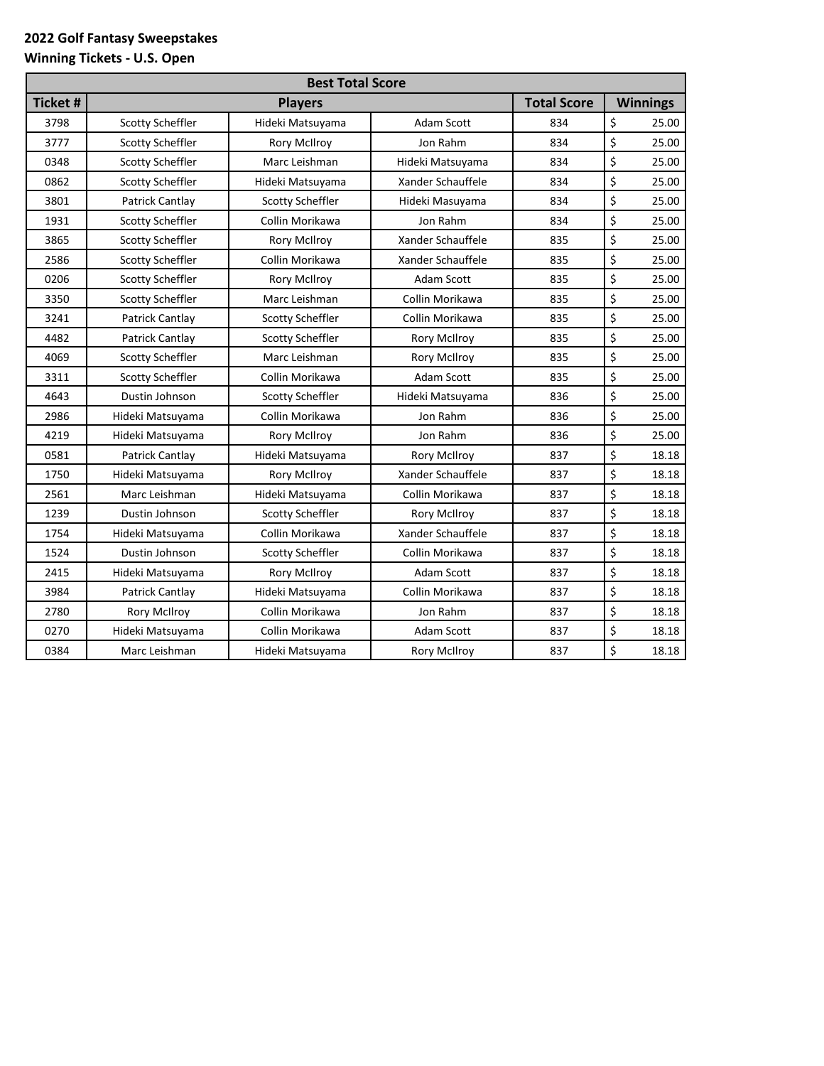**2022 Golf Fantasy Sweepstakes**

**Winning Tickets - U.S. Open**

| Best Total Score | | | | | |
|---|---|---|---|---|---|
| **Ticket #** | **Players** | | | **Total Score** | **Winnings** |
| 3798 | Scotty Scheffler | Hideki Matsuyama | Adam Scott | 834 | $ 25.00 |
| 3777 | Scotty Scheffler | Rory McIlroy | Jon Rahm | 834 | $ 25.00 |
| 0348 | Scotty Scheffler | Marc Leishman | Hideki Matsuyama | 834 | $ 25.00 |
| 0862 | Scotty Scheffler | Hideki Matsuyama | Xander Schauffele | 834 | $ 25.00 |
| 3801 | Patrick Cantlay | Scotty Scheffler | Hideki Masuyama | 834 | $ 25.00 |
| 1931 | Scotty Scheffler | Collin Morikawa | Jon Rahm | 834 | $ 25.00 |
| 3865 | Scotty Scheffler | Rory McIlroy | Xander Schauffele | 835 | $ 25.00 |
| 2586 | Scotty Scheffler | Collin Morikawa | Xander Schauffele | 835 | $ 25.00 |
| 0206 | Scotty Scheffler | Rory McIlroy | Adam Scott | 835 | $ 25.00 |
| 3350 | Scotty Scheffler | Marc Leishman | Collin Morikawa | 835 | $ 25.00 |
| 3241 | Patrick Cantlay | Scotty Scheffler | Collin Morikawa | 835 | $ 25.00 |
| 4482 | Patrick Cantlay | Scotty Scheffler | Rory McIlroy | 835 | $ 25.00 |
| 4069 | Scotty Scheffler | Marc Leishman | Rory McIlroy | 835 | $ 25.00 |
| 3311 | Scotty Scheffler | Collin Morikawa | Adam Scott | 835 | $ 25.00 |
| 4643 | Dustin Johnson | Scotty Scheffler | Hideki Matsuyama | 836 | $ 25.00 |
| 2986 | Hideki Matsuyama | Collin Morikawa | Jon Rahm | 836 | $ 25.00 |
| 4219 | Hideki Matsuyama | Rory McIlroy | Jon Rahm | 836 | $ 25.00 |
| 0581 | Patrick Cantlay | Hideki Matsuyama | Rory McIlroy | 837 | $ 18.18 |
| 1750 | Hideki Matsuyama | Rory McIlroy | Xander Schauffele | 837 | $ 18.18 |
| 2561 | Marc Leishman | Hideki Matsuyama | Collin Morikawa | 837 | $ 18.18 |
| 1239 | Dustin Johnson | Scotty Scheffler | Rory McIlroy | 837 | $ 18.18 |
| 1754 | Hideki Matsuyama | Collin Morikawa | Xander Schauffele | 837 | $ 18.18 |
| 1524 | Dustin Johnson | Scotty Scheffler | Collin Morikawa | 837 | $ 18.18 |
| 2415 | Hideki Matsuyama | Rory McIlroy | Adam Scott | 837 | $ 18.18 |
| 3984 | Patrick Cantlay | Hideki Matsuyama | Collin Morikawa | 837 | $ 18.18 |
| 2780 | Rory McIlroy | Collin Morikawa | Jon Rahm | 837 | $ 18.18 |
| 0270 | Hideki Matsuyama | Collin Morikawa | Adam Scott | 837 | $ 18.18 |
| 0384 | Marc Leishman | Hideki Matsuyama | Rory McIlroy | 837 | $ 18.18 |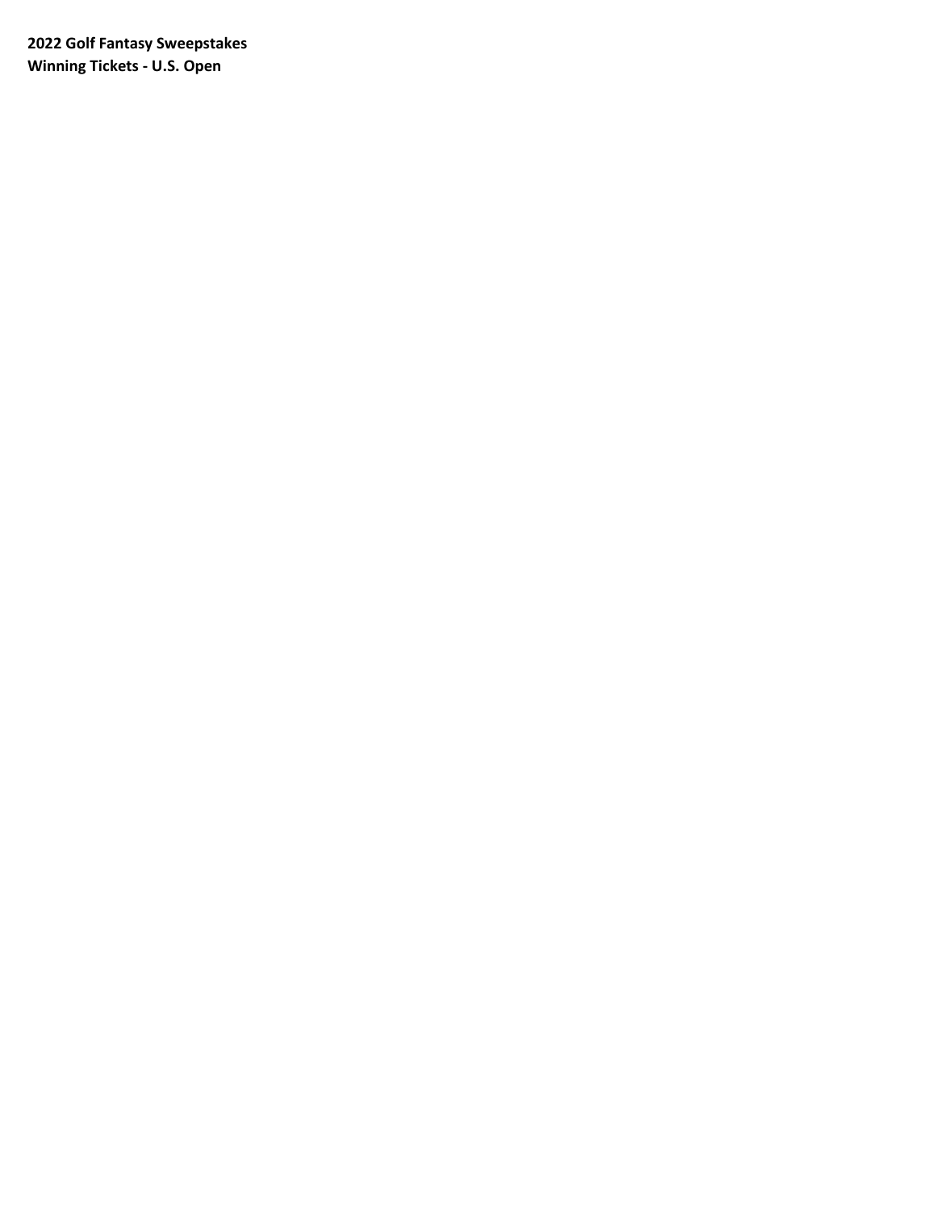**2022 Golf Fantasy Sweepstakes**
**Winning Tickets - U.S. Open**